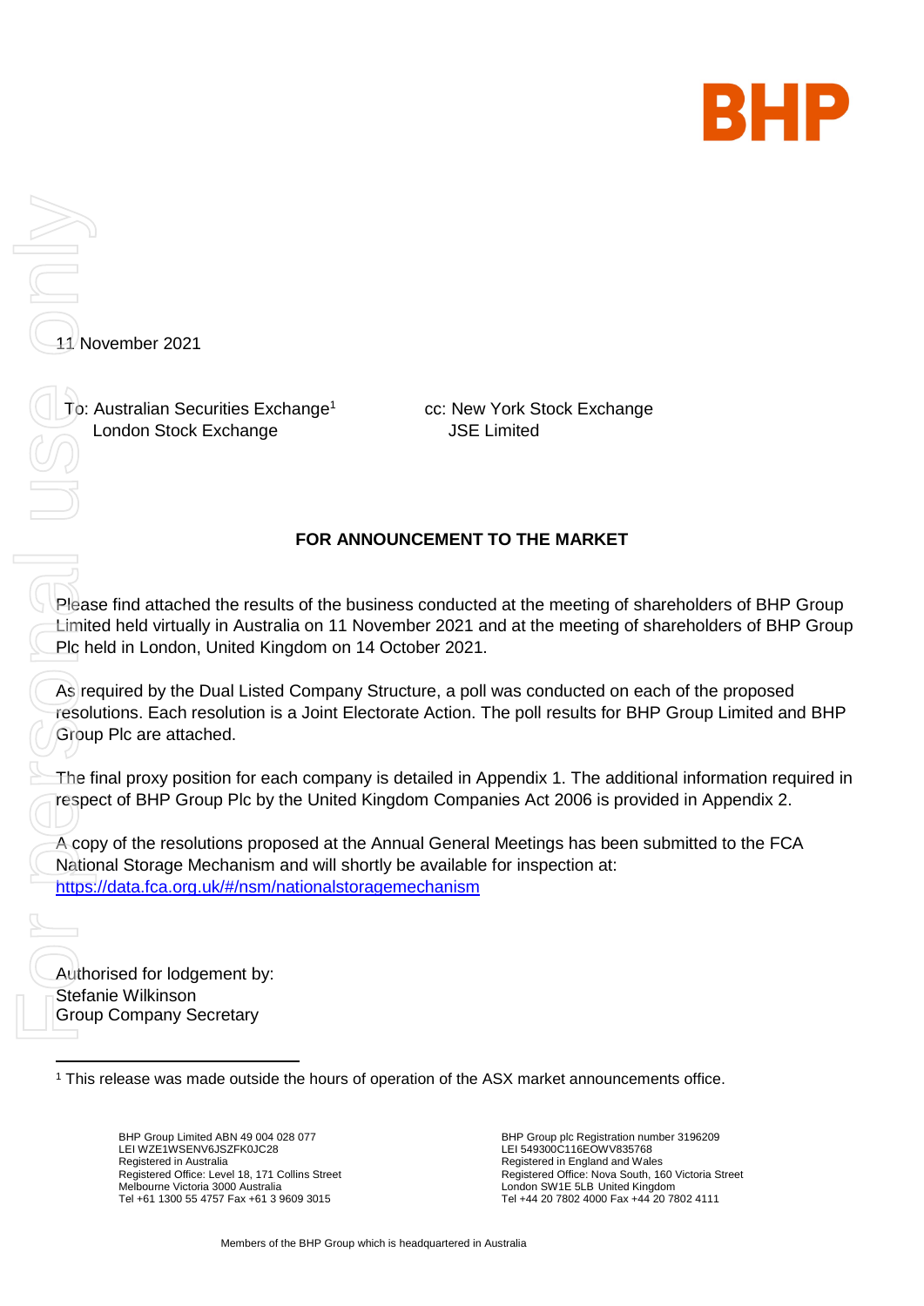BHP

11 November 2021

To: Australian Securities Exchange[1]
London Stock Exchange

cc: New York Stock Exchange
JSE Limited

## FOR ANNOUNCEMENT TO THE MARKET

Please find attached the results of the business conducted at the meeting of shareholders of BHP Group Limited held virtually in Australia on 11 November 2021 and at the meeting of shareholders of BHP Group Plc held in London, United Kingdom on 14 October 2021.

As required by the Dual Listed Company Structure, a poll was conducted on each of the proposed resolutions. Each resolution is a Joint Electorate Action. The poll results for BHP Group Limited and BHP Group Plc are attached.

The final proxy position for each company is detailed in Appendix 1. The additional information required in respect of BHP Group Plc by the United Kingdom Companies Act 2006 is provided in Appendix 2.

A copy of the resolutions proposed at the Annual General Meetings has been submitted to the FCA National Storage Mechanism and will shortly be available for inspection at: https://data.fca.org.uk/#/nsm/nationalstoragemechanism

Authorised for lodgement by:
Stefanie Wilkinson
Group Company Secretary

[1] This release was made outside the hours of operation of the ASX market announcements office.

BHP Group Limited ABN 49 004 028 077
LEI WZE1WSENV6JSZFK0JC28
Registered in Australia
Registered Office: Level 18, 171 Collins Street
Melbourne Victoria 3000 Australia
Tel +61 1300 55 4757 Fax +61 3 9609 3015

BHP Group plc Registration number 3196209
LEI 549300C116EOWV835768
Registered in England and Wales
Registered Office: Nova South, 160 Victoria Street
London SW1E 5LB United Kingdom
Tel +44 20 7802 4000 Fax +44 20 7802 4111

Members of the BHP Group which is headquartered in Australia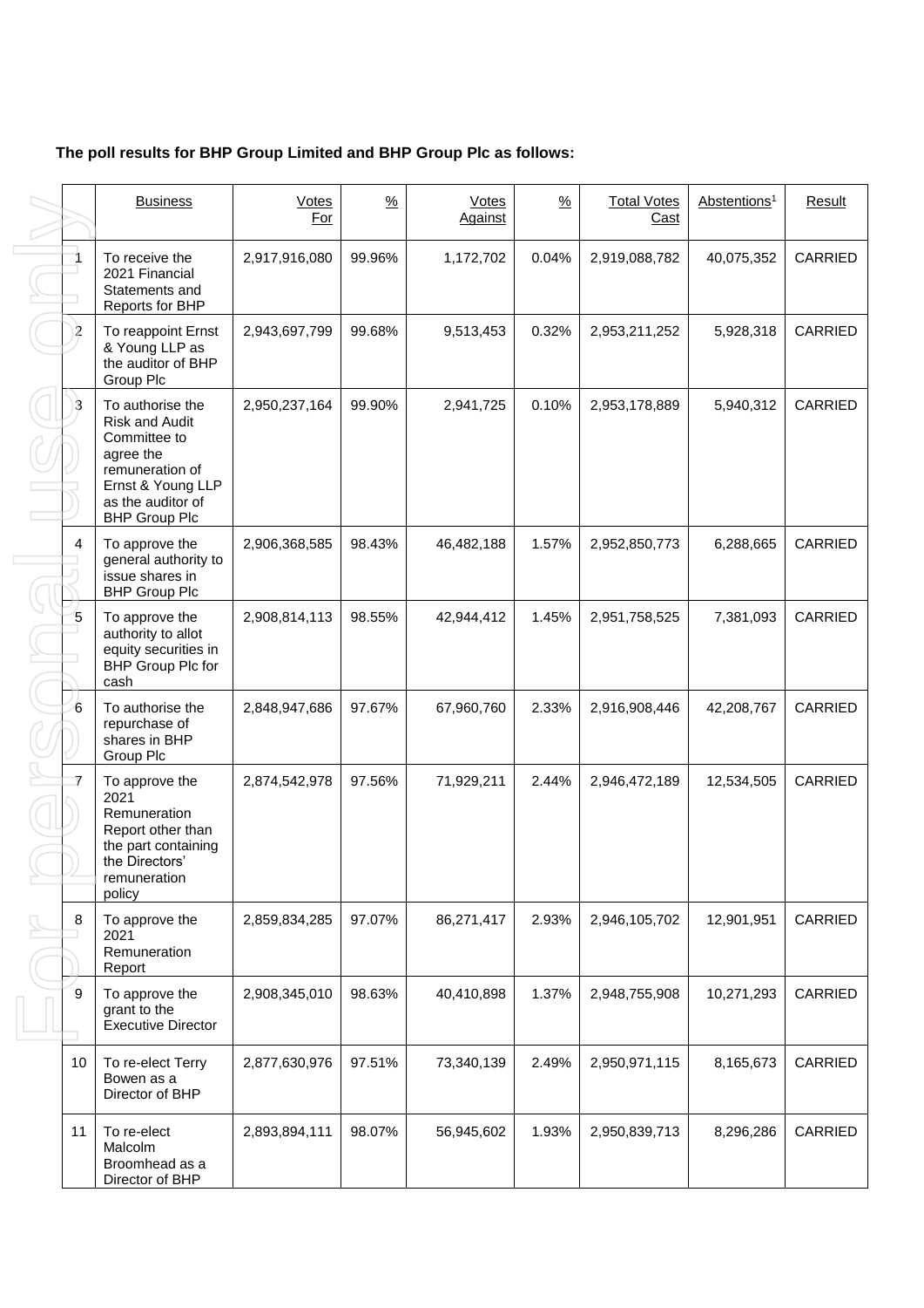**The poll results for BHP Group Limited and BHP Group Plc as follows:**

| | Business | Votes For | % | Votes Against | % | Total Votes Cast | Abstentions[1] | Result |
|---|---|---|---|---|---|---|---|---|
| 1 | To receive the 2021 Financial Statements and Reports for BHP | 2,917,916,080 | 99.96% | 1,172,702 | 0.04% | 2,919,088,782 | 40,075,352 | CARRIED |
| 2 | To reappoint Ernst & Young LLP as the auditor of BHP Group Plc | 2,943,697,799 | 99.68% | 9,513,453 | 0.32% | 2,953,211,252 | 5,928,318 | CARRIED |
| 3 | To authorise the Risk and Audit Committee to agree the remuneration of Ernst & Young LLP as the auditor of BHP Group Plc | 2,950,237,164 | 99.90% | 2,941,725 | 0.10% | 2,953,178,889 | 5,940,312 | CARRIED |
| 4 | To approve the general authority to issue shares in BHP Group Plc | 2,906,368,585 | 98.43% | 46,482,188 | 1.57% | 2,952,850,773 | 6,288,665 | CARRIED |
| 5 | To approve the authority to allot equity securities in BHP Group Plc for cash | 2,908,814,113 | 98.55% | 42,944,412 | 1.45% | 2,951,758,525 | 7,381,093 | CARRIED |
| 6 | To authorise the repurchase of shares in BHP Group Plc | 2,848,947,686 | 97.67% | 67,960,760 | 2.33% | 2,916,908,446 | 42,208,767 | CARRIED |
| 7 | To approve the 2021 Remuneration Report other than the part containing the Directors' remuneration policy | 2,874,542,978 | 97.56% | 71,929,211 | 2.44% | 2,946,472,189 | 12,534,505 | CARRIED |
| 8 | To approve the 2021 Remuneration Report | 2,859,834,285 | 97.07% | 86,271,417 | 2.93% | 2,946,105,702 | 12,901,951 | CARRIED |
| 9 | To approve the grant to the Executive Director | 2,908,345,010 | 98.63% | 40,410,898 | 1.37% | 2,948,755,908 | 10,271,293 | CARRIED |
| 10 | To re-elect Terry Bowen as a Director of BHP | 2,877,630,976 | 97.51% | 73,340,139 | 2.49% | 2,950,971,115 | 8,165,673 | CARRIED |
| 11 | To re-elect Malcolm Broomhead as a Director of BHP | 2,893,894,111 | 98.07% | 56,945,602 | 1.93% | 2,950,839,713 | 8,296,286 | CARRIED |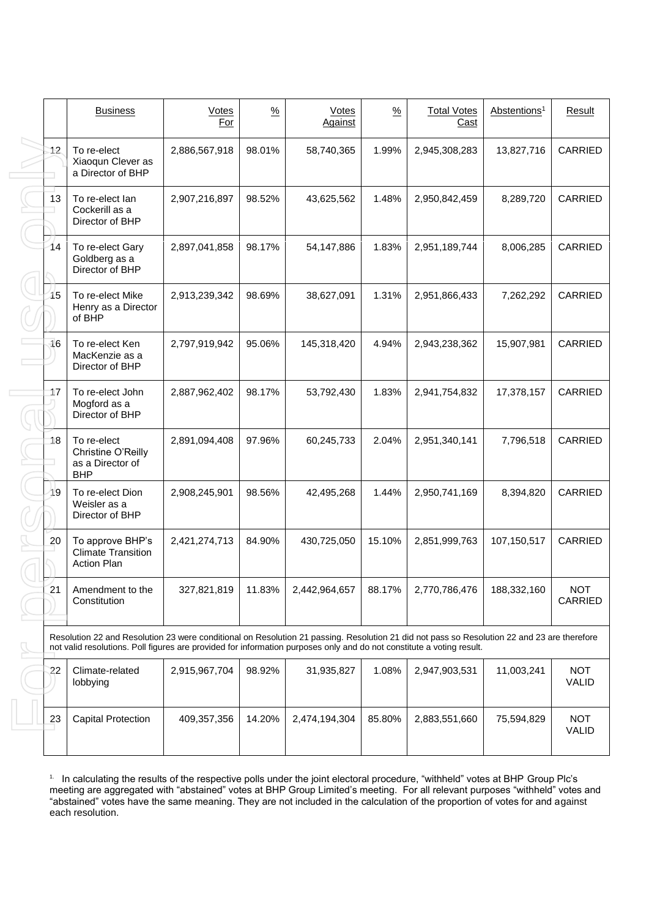| | Business | Votes For | % | Votes Against | % | Total Votes Cast | Abstentions[1] | Result |
|---|---|---|---|---|---|---|---|---|
| 12 | To re-elect Xiaoqun Clever as a Director of BHP | 2,886,567,918 | 98.01% | 58,740,365 | 1.99% | 2,945,308,283 | 13,827,716 | CARRIED |
| 13 | To re-elect Ian Cockerill as a Director of BHP | 2,907,216,897 | 98.52% | 43,625,562 | 1.48% | 2,950,842,459 | 8,289,720 | CARRIED |
| 14 | To re-elect Gary Goldberg as a Director of BHP | 2,897,041,858 | 98.17% | 54,147,886 | 1.83% | 2,951,189,744 | 8,006,285 | CARRIED |
| 15 | To re-elect Mike Henry as a Director of BHP | 2,913,239,342 | 98.69% | 38,627,091 | 1.31% | 2,951,866,433 | 7,262,292 | CARRIED |
| 16 | To re-elect Ken MacKenzie as a Director of BHP | 2,797,919,942 | 95.06% | 145,318,420 | 4.94% | 2,943,238,362 | 15,907,981 | CARRIED |
| 17 | To re-elect John Mogford as a Director of BHP | 2,887,962,402 | 98.17% | 53,792,430 | 1.83% | 2,941,754,832 | 17,378,157 | CARRIED |
| 18 | To re-elect Christine O'Reilly as a Director of BHP | 2,891,094,408 | 97.96% | 60,245,733 | 2.04% | 2,951,340,141 | 7,796,518 | CARRIED |
| 19 | To re-elect Dion Weisler as a Director of BHP | 2,908,245,901 | 98.56% | 42,495,268 | 1.44% | 2,950,741,169 | 8,394,820 | CARRIED |
| 20 | To approve BHP's Climate Transition Action Plan | 2,421,274,713 | 84.90% | 430,725,050 | 15.10% | 2,851,999,763 | 107,150,517 | CARRIED |
| 21 | Amendment to the Constitution | 327,821,819 | 11.83% | 2,442,964,657 | 88.17% | 2,770,786,476 | 188,332,160 | NOT CARRIED |
| Resolution 22 and Resolution 23 were conditional on Resolution 21 passing. Resolution 21 did not pass so Resolution 22 and 23 are therefore not valid resolutions. Poll figures are provided for information purposes only and do not constitute a voting result. | | | | | | | | |
| 22 | Climate-related lobbying | 2,915,967,704 | 98.92% | 31,935,827 | 1.08% | 2,947,903,531 | 11,003,241 | NOT VALID |
| 23 | Capital Protection | 409,357,356 | 14.20% | 2,474,194,304 | 85.80% | 2,883,551,660 | 75,594,829 | NOT VALID |

[1] In calculating the results of the respective polls under the joint electoral procedure, "withheld" votes at BHP Group Plc's meeting are aggregated with "abstained" votes at BHP Group Limited's meeting. For all relevant purposes "withheld" votes and "abstained" votes have the same meaning. They are not included in the calculation of the proportion of votes for and against each resolution.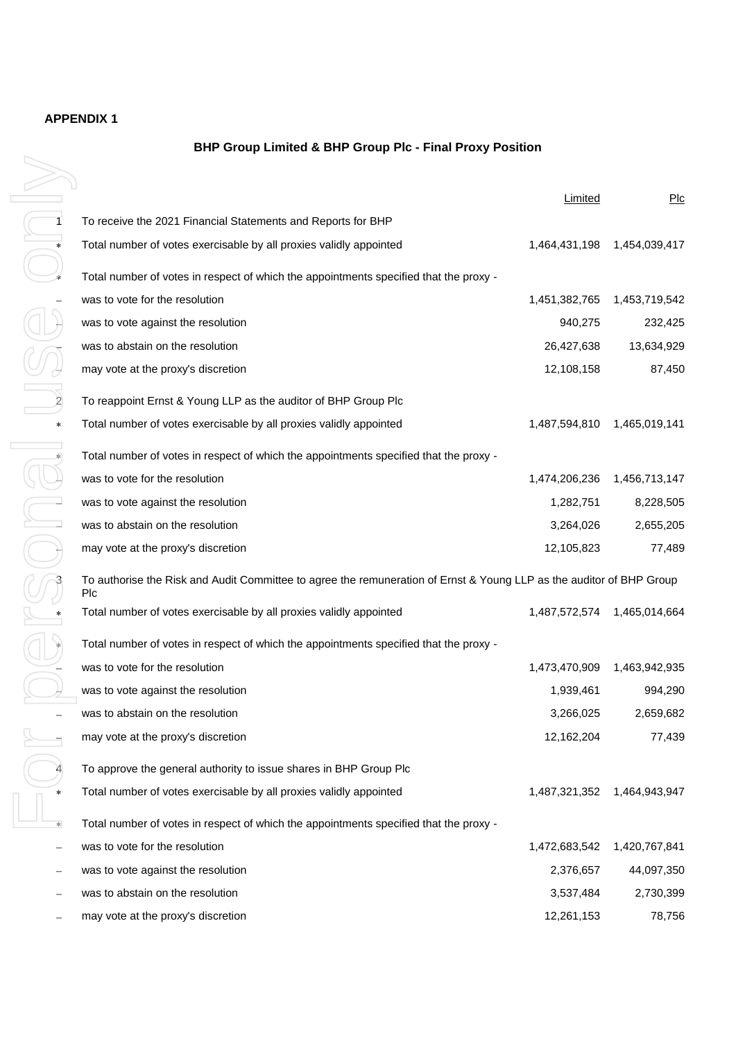**APPENDIX 1**

**BHP Group Limited & BHP Group Plc - Final Proxy Position**

| | | Limited | Plc |
|---|---|---|---|
| 1 | To receive the 2021 Financial Statements and Reports for BHP | | |
| * | Total number of votes exercisable by all proxies validly appointed | 1,464,431,198 | 1,454,039,417 |
| * | Total number of votes in respect of which the appointments specified that the proxy - | | |
| – | was to vote for the resolution | 1,451,382,765 | 1,453,719,542 |
| – | was to vote against the resolution | 940,275 | 232,425 |
| – | was to abstain on the resolution | 26,427,638 | 13,634,929 |
| – | may vote at the proxy's discretion | 12,108,158 | 87,450 |
| 2 | To reappoint Ernst & Young LLP as the auditor of BHP Group Plc | | |
| * | Total number of votes exercisable by all proxies validly appointed | 1,487,594,810 | 1,465,019,141 |
| * | Total number of votes in respect of which the appointments specified that the proxy - | | |
| – | was to vote for the resolution | 1,474,206,236 | 1,456,713,147 |
| – | was to vote against the resolution | 1,282,751 | 8,228,505 |
| – | was to abstain on the resolution | 3,264,026 | 2,655,205 |
| – | may vote at the proxy's discretion | 12,105,823 | 77,489 |
| 3 | To authorise the Risk and Audit Committee to agree the remuneration of Ernst & Young LLP as the auditor of BHP Group Plc | | |
| * | Total number of votes exercisable by all proxies validly appointed | 1,487,572,574 | 1,465,014,664 |
| * | Total number of votes in respect of which the appointments specified that the proxy - | | |
| – | was to vote for the resolution | 1,473,470,909 | 1,463,942,935 |
| – | was to vote against the resolution | 1,939,461 | 994,290 |
| – | was to abstain on the resolution | 3,266,025 | 2,659,682 |
| – | may vote at the proxy's discretion | 12,162,204 | 77,439 |
| 4 | To approve the general authority to issue shares in BHP Group Plc | | |
| * | Total number of votes exercisable by all proxies validly appointed | 1,487,321,352 | 1,464,943,947 |
| * | Total number of votes in respect of which the appointments specified that the proxy - | | |
| – | was to vote for the resolution | 1,472,683,542 | 1,420,767,841 |
| – | was to vote against the resolution | 2,376,657 | 44,097,350 |
| – | was to abstain on the resolution | 3,537,484 | 2,730,399 |
| – | may vote at the proxy's discretion | 12,261,153 | 78,756 |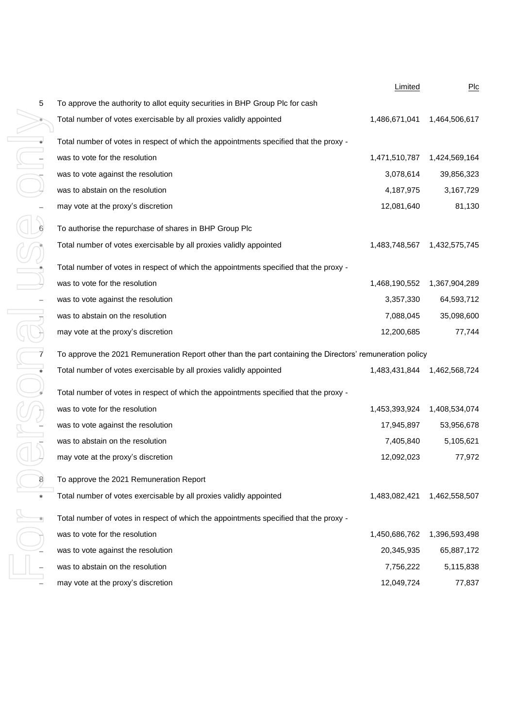| | | Limited | Plc |
|---|---|---|---|
| 5 | To approve the authority to allot equity securities in BHP Group Plc for cash | | |
| * | Total number of votes exercisable by all proxies validly appointed | 1,486,671,041 | 1,464,506,617 |
| * | Total number of votes in respect of which the appointments specified that the proxy - | | |
| – | was to vote for the resolution | 1,471,510,787 | 1,424,569,164 |
| – | was to vote against the resolution | 3,078,614 | 39,856,323 |
| – | was to abstain on the resolution | 4,187,975 | 3,167,729 |
| – | may vote at the proxy's discretion | 12,081,640 | 81,130 |
| 6 | To authorise the repurchase of shares in BHP Group Plc | | |
| * | Total number of votes exercisable by all proxies validly appointed | 1,483,748,567 | 1,432,575,745 |
| * | Total number of votes in respect of which the appointments specified that the proxy - | | |
| – | was to vote for the resolution | 1,468,190,552 | 1,367,904,289 |
| – | was to vote against the resolution | 3,357,330 | 64,593,712 |
| – | was to abstain on the resolution | 7,088,045 | 35,098,600 |
| – | may vote at the proxy's discretion | 12,200,685 | 77,744 |
| 7 | To approve the 2021 Remuneration Report other than the part containing the Directors' remuneration policy | | |
| * | Total number of votes exercisable by all proxies validly appointed | 1,483,431,844 | 1,462,568,724 |
| * | Total number of votes in respect of which the appointments specified that the proxy - | | |
| – | was to vote for the resolution | 1,453,393,924 | 1,408,534,074 |
| – | was to vote against the resolution | 17,945,897 | 53,956,678 |
| – | was to abstain on the resolution | 7,405,840 | 5,105,621 |
| – | may vote at the proxy's discretion | 12,092,023 | 77,972 |
| 8 | To approve the 2021 Remuneration Report | | |
| * | Total number of votes exercisable by all proxies validly appointed | 1,483,082,421 | 1,462,558,507 |
| * | Total number of votes in respect of which the appointments specified that the proxy - | | |
| – | was to vote for the resolution | 1,450,686,762 | 1,396,593,498 |
| – | was to vote against the resolution | 20,345,935 | 65,887,172 |
| – | was to abstain on the resolution | 7,756,222 | 5,115,838 |
| – | may vote at the proxy's discretion | 12,049,724 | 77,837 |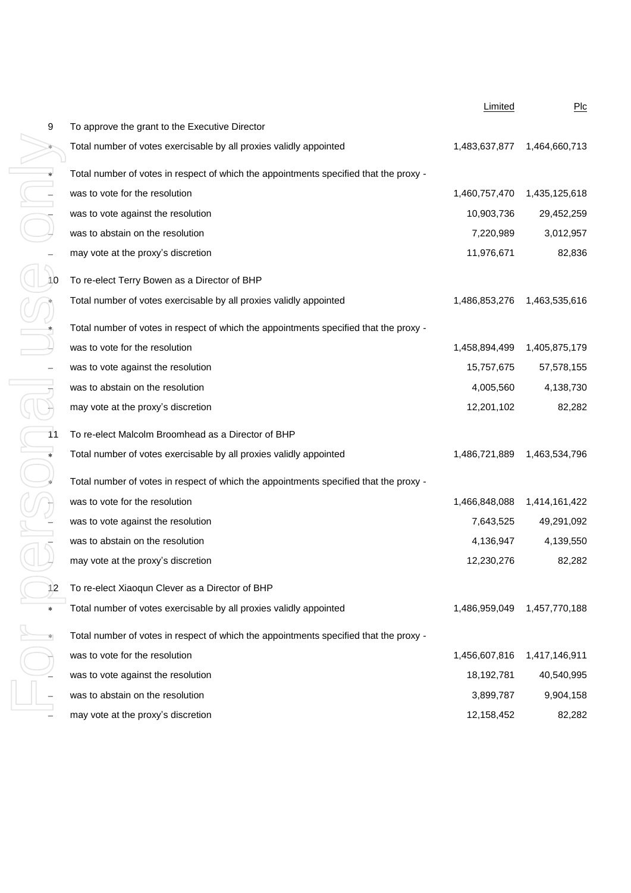| | | Limited | Plc |
|---|---|---|---|
| 9 | To approve the grant to the Executive Director | | |
| * | Total number of votes exercisable by all proxies validly appointed | 1,483,637,877 | 1,464,660,713 |
| * | Total number of votes in respect of which the appointments specified that the proxy - | | |
| – | was to vote for the resolution | 1,460,757,470 | 1,435,125,618 |
| – | was to vote against the resolution | 10,903,736 | 29,452,259 |
| – | was to abstain on the resolution | 7,220,989 | 3,012,957 |
| – | may vote at the proxy's discretion | 11,976,671 | 82,836 |
| 10 | To re-elect Terry Bowen as a Director of BHP | | |
| * | Total number of votes exercisable by all proxies validly appointed | 1,486,853,276 | 1,463,535,616 |
| * | Total number of votes in respect of which the appointments specified that the proxy - | | |
| – | was to vote for the resolution | 1,458,894,499 | 1,405,875,179 |
| – | was to vote against the resolution | 15,757,675 | 57,578,155 |
| – | was to abstain on the resolution | 4,005,560 | 4,138,730 |
| – | may vote at the proxy's discretion | 12,201,102 | 82,282 |
| 11 | To re-elect Malcolm Broomhead as a Director of BHP | | |
| * | Total number of votes exercisable by all proxies validly appointed | 1,486,721,889 | 1,463,534,796 |
| * | Total number of votes in respect of which the appointments specified that the proxy - | | |
| – | was to vote for the resolution | 1,466,848,088 | 1,414,161,422 |
| – | was to vote against the resolution | 7,643,525 | 49,291,092 |
| – | was to abstain on the resolution | 4,136,947 | 4,139,550 |
| – | may vote at the proxy's discretion | 12,230,276 | 82,282 |
| 12 | To re-elect Xiaoqun Clever as a Director of BHP | | |
| * | Total number of votes exercisable by all proxies validly appointed | 1,486,959,049 | 1,457,770,188 |
| * | Total number of votes in respect of which the appointments specified that the proxy - | | |
| – | was to vote for the resolution | 1,456,607,816 | 1,417,146,911 |
| – | was to vote against the resolution | 18,192,781 | 40,540,995 |
| – | was to abstain on the resolution | 3,899,787 | 9,904,158 |
| – | may vote at the proxy's discretion | 12,158,452 | 82,282 |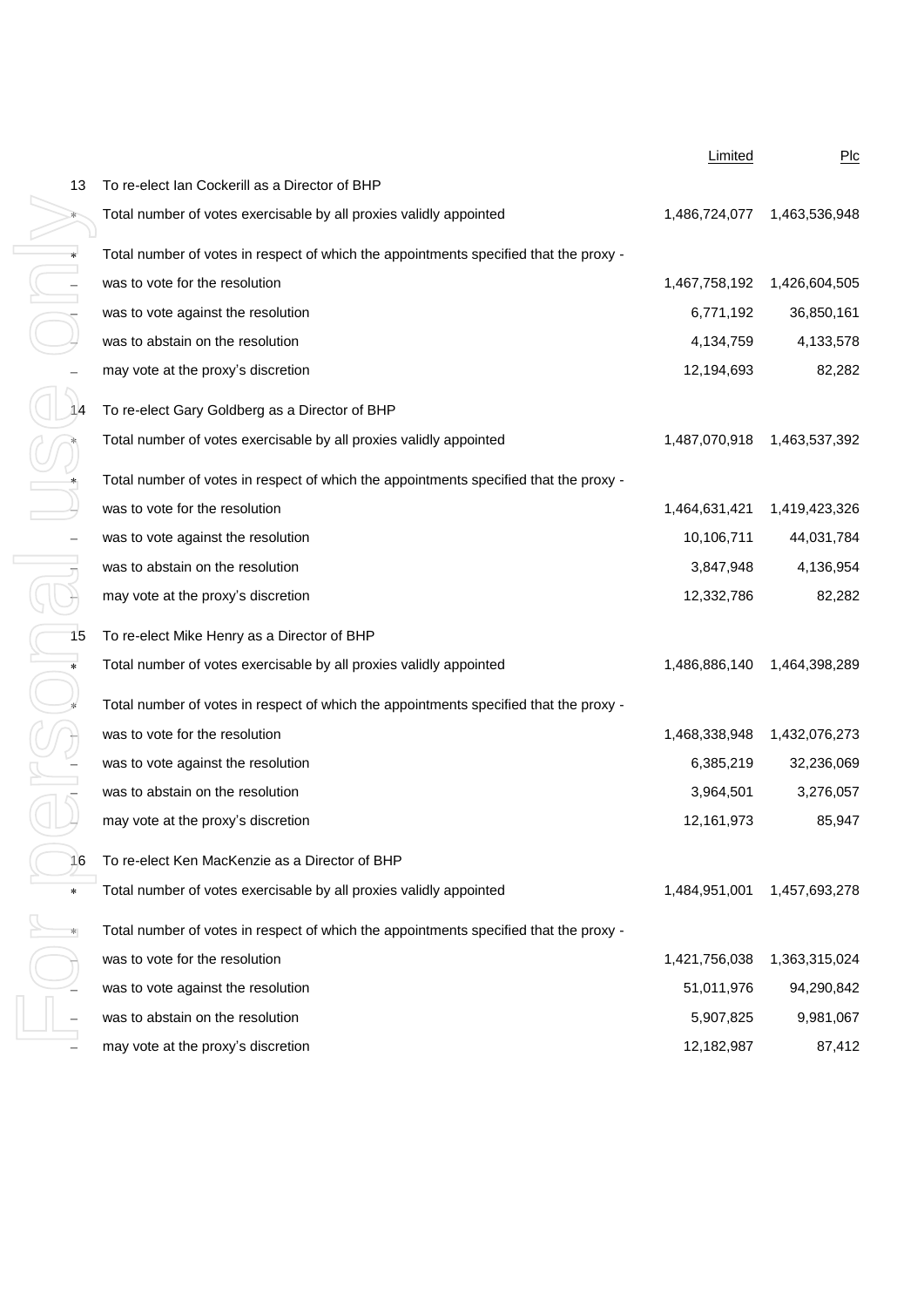| | | Limited | Plc |
|---|---|---|---|
| 13 | To re-elect Ian Cockerill as a Director of BHP | | |
| * | Total number of votes exercisable by all proxies validly appointed | 1,486,724,077 | 1,463,536,948 |
| * | Total number of votes in respect of which the appointments specified that the proxy - | | |
| – | was to vote for the resolution | 1,467,758,192 | 1,426,604,505 |
| – | was to vote against the resolution | 6,771,192 | 36,850,161 |
| – | was to abstain on the resolution | 4,134,759 | 4,133,578 |
| – | may vote at the proxy's discretion | 12,194,693 | 82,282 |
| 14 | To re-elect Gary Goldberg as a Director of BHP | | |
| * | Total number of votes exercisable by all proxies validly appointed | 1,487,070,918 | 1,463,537,392 |
| * | Total number of votes in respect of which the appointments specified that the proxy - | | |
| – | was to vote for the resolution | 1,464,631,421 | 1,419,423,326 |
| – | was to vote against the resolution | 10,106,711 | 44,031,784 |
| – | was to abstain on the resolution | 3,847,948 | 4,136,954 |
| – | may vote at the proxy's discretion | 12,332,786 | 82,282 |
| 15 | To re-elect Mike Henry as a Director of BHP | | |
| * | Total number of votes exercisable by all proxies validly appointed | 1,486,886,140 | 1,464,398,289 |
| * | Total number of votes in respect of which the appointments specified that the proxy - | | |
| – | was to vote for the resolution | 1,468,338,948 | 1,432,076,273 |
| – | was to vote against the resolution | 6,385,219 | 32,236,069 |
| – | was to abstain on the resolution | 3,964,501 | 3,276,057 |
| – | may vote at the proxy's discretion | 12,161,973 | 85,947 |
| 16 | To re-elect Ken MacKenzie as a Director of BHP | | |
| * | Total number of votes exercisable by all proxies validly appointed | 1,484,951,001 | 1,457,693,278 |
| * | Total number of votes in respect of which the appointments specified that the proxy - | | |
| – | was to vote for the resolution | 1,421,756,038 | 1,363,315,024 |
| – | was to vote against the resolution | 51,011,976 | 94,290,842 |
| – | was to abstain on the resolution | 5,907,825 | 9,981,067 |
| – | may vote at the proxy's discretion | 12,182,987 | 87,412 |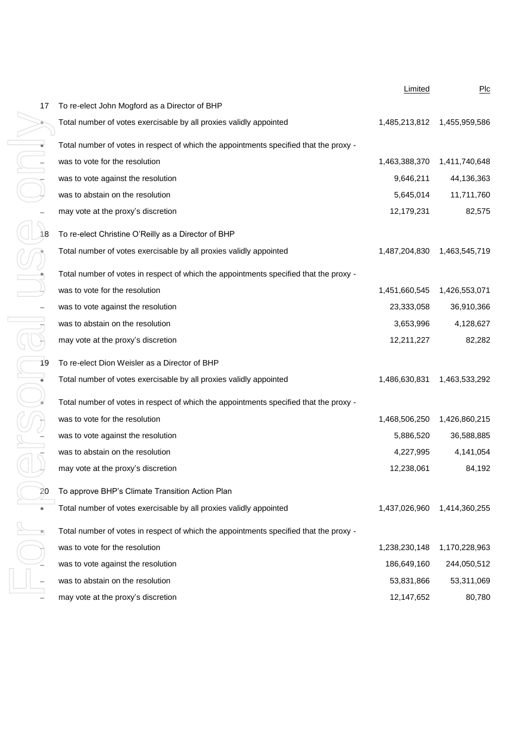| | | Limited | Plc |
|---|---|---|---|
| 17 | To re-elect John Mogford as a Director of BHP | | |
| * | Total number of votes exercisable by all proxies validly appointed | 1,485,213,812 | 1,455,959,586 |
| * | Total number of votes in respect of which the appointments specified that the proxy - | | |
| – | was to vote for the resolution | 1,463,388,370 | 1,411,740,648 |
| – | was to vote against the resolution | 9,646,211 | 44,136,363 |
| – | was to abstain on the resolution | 5,645,014 | 11,711,760 |
| – | may vote at the proxy's discretion | 12,179,231 | 82,575 |
| 18 | To re-elect Christine O'Reilly as a Director of BHP | | |
| * | Total number of votes exercisable by all proxies validly appointed | 1,487,204,830 | 1,463,545,719 |
| * | Total number of votes in respect of which the appointments specified that the proxy - | | |
| – | was to vote for the resolution | 1,451,660,545 | 1,426,553,071 |
| – | was to vote against the resolution | 23,333,058 | 36,910,366 |
| – | was to abstain on the resolution | 3,653,996 | 4,128,627 |
| – | may vote at the proxy's discretion | 12,211,227 | 82,282 |
| 19 | To re-elect Dion Weisler as a Director of BHP | | |
| * | Total number of votes exercisable by all proxies validly appointed | 1,486,630,831 | 1,463,533,292 |
| * | Total number of votes in respect of which the appointments specified that the proxy - | | |
| – | was to vote for the resolution | 1,468,506,250 | 1,426,860,215 |
| – | was to vote against the resolution | 5,886,520 | 36,588,885 |
| – | was to abstain on the resolution | 4,227,995 | 4,141,054 |
| – | may vote at the proxy's discretion | 12,238,061 | 84,192 |
| 20 | To approve BHP's Climate Transition Action Plan | | |
| * | Total number of votes exercisable by all proxies validly appointed | 1,437,026,960 | 1,414,360,255 |
| * | Total number of votes in respect of which the appointments specified that the proxy - | | |
| – | was to vote for the resolution | 1,238,230,148 | 1,170,228,963 |
| – | was to vote against the resolution | 186,649,160 | 244,050,512 |
| – | was to abstain on the resolution | 53,831,866 | 53,311,069 |
| – | may vote at the proxy's discretion | 12,147,652 | 80,780 |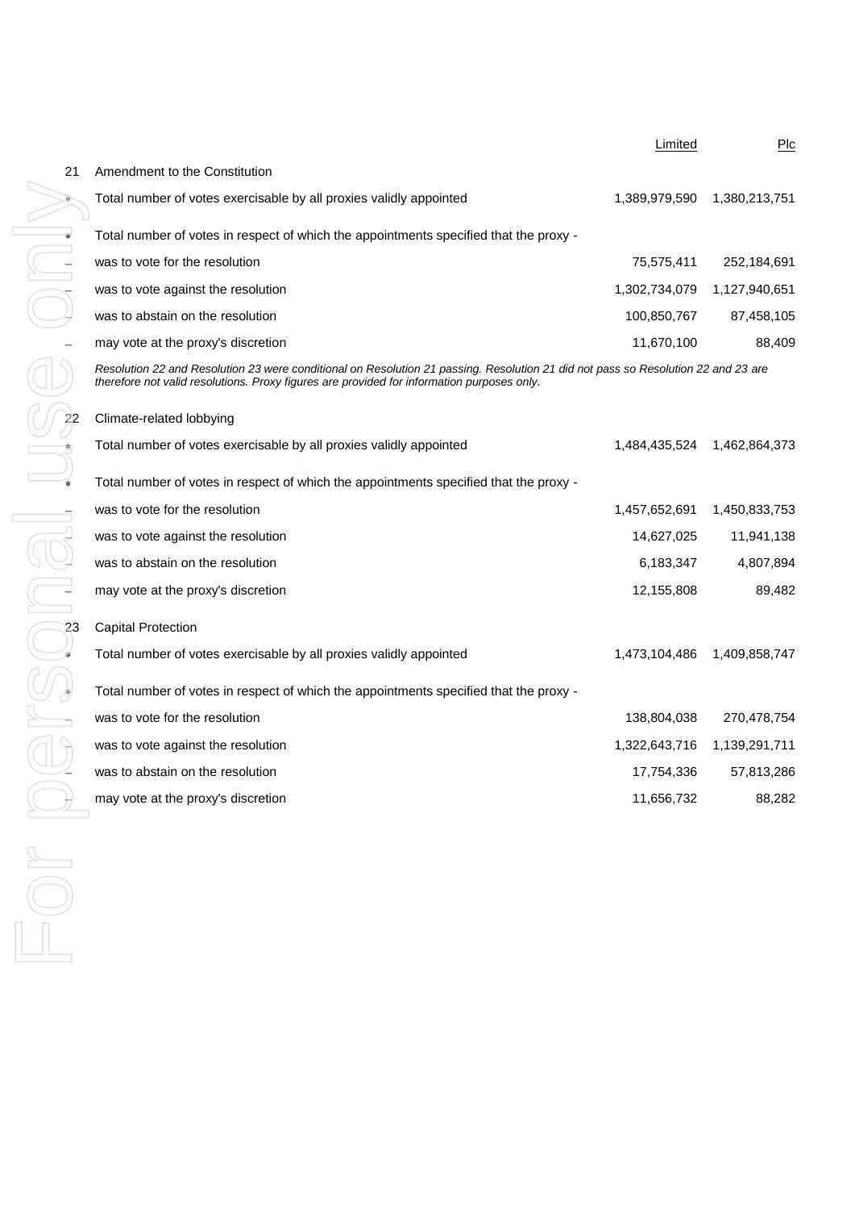| | | Limited | Plc |
|---|---|---|---|
| 21 | Amendment to the Constitution | | |
| * | Total number of votes exercisable by all proxies validly appointed | 1,389,979,590 | 1,380,213,751 |
| * | Total number of votes in respect of which the appointments specified that the proxy - | | |
| – | was to vote for the resolution | 75,575,411 | 252,184,691 |
| – | was to vote against the resolution | 1,302,734,079 | 1,127,940,651 |
| – | was to abstain on the resolution | 100,850,767 | 87,458,105 |
| – | may vote at the proxy's discretion | 11,670,100 | 88,409 |

*Resolution 22 and Resolution 23 were conditional on Resolution 21 passing. Resolution 21 did not pass so Resolution 22 and 23 are therefore not valid resolutions. Proxy figures are provided for information purposes only.*

| | | Limited | Plc |
|---|---|---|---|
| 22 | Climate-related lobbying | | |
| * | Total number of votes exercisable by all proxies validly appointed | 1,484,435,524 | 1,462,864,373 |
| * | Total number of votes in respect of which the appointments specified that the proxy - | | |
| – | was to vote for the resolution | 1,457,652,691 | 1,450,833,753 |
| – | was to vote against the resolution | 14,627,025 | 11,941,138 |
| – | was to abstain on the resolution | 6,183,347 | 4,807,894 |
| – | may vote at the proxy's discretion | 12,155,808 | 89,482 |
| 23 | Capital Protection | | |
| * | Total number of votes exercisable by all proxies validly appointed | 1,473,104,486 | 1,409,858,747 |
| * | Total number of votes in respect of which the appointments specified that the proxy - | | |
| – | was to vote for the resolution | 138,804,038 | 270,478,754 |
| – | was to vote against the resolution | 1,322,643,716 | 1,139,291,711 |
| – | was to abstain on the resolution | 17,754,336 | 57,813,286 |
| – | may vote at the proxy's discretion | 11,656,732 | 88,282 |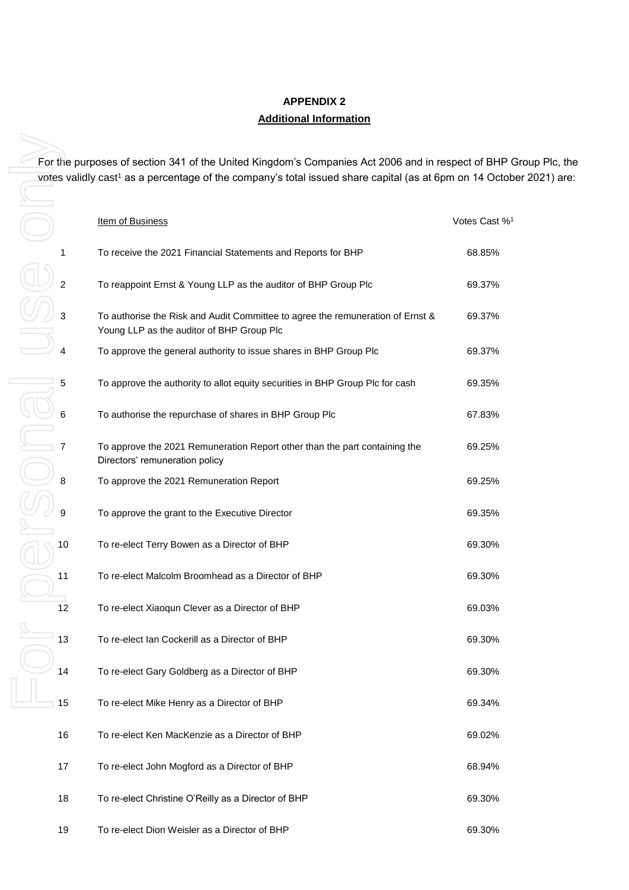# APPENDIX 2

## Additional Information

For the purposes of section 341 of the United Kingdom's Companies Act 2006 and in respect of BHP Group Plc, the votes validly cast[1] as a percentage of the company's total issued share capital (as at 6pm on 14 October 2021) are:

| | Item of Business | Votes Cast %[1] |
|---|---|---|
| 1 | To receive the 2021 Financial Statements and Reports for BHP | 68.85% |
| 2 | To reappoint Ernst & Young LLP as the auditor of BHP Group Plc | 69.37% |
| 3 | To authorise the Risk and Audit Committee to agree the remuneration of Ernst & Young LLP as the auditor of BHP Group Plc | 69.37% |
| 4 | To approve the general authority to issue shares in BHP Group Plc | 69.37% |
| 5 | To approve the authority to allot equity securities in BHP Group Plc for cash | 69.35% |
| 6 | To authorise the repurchase of shares in BHP Group Plc | 67.83% |
| 7 | To approve the 2021 Remuneration Report other than the part containing the Directors' remuneration policy | 69.25% |
| 8 | To approve the 2021 Remuneration Report | 69.25% |
| 9 | To approve the grant to the Executive Director | 69.35% |
| 10 | To re-elect Terry Bowen as a Director of BHP | 69.30% |
| 11 | To re-elect Malcolm Broomhead as a Director of BHP | 69.30% |
| 12 | To re-elect Xiaoqun Clever as a Director of BHP | 69.03% |
| 13 | To re-elect Ian Cockerill as a Director of BHP | 69.30% |
| 14 | To re-elect Gary Goldberg as a Director of BHP | 69.30% |
| 15 | To re-elect Mike Henry as a Director of BHP | 69.34% |
| 16 | To re-elect Ken MacKenzie as a Director of BHP | 69.02% |
| 17 | To re-elect John Mogford as a Director of BHP | 68.94% |
| 18 | To re-elect Christine O'Reilly as a Director of BHP | 69.30% |
| 19 | To re-elect Dion Weisler as a Director of BHP | 69.30% |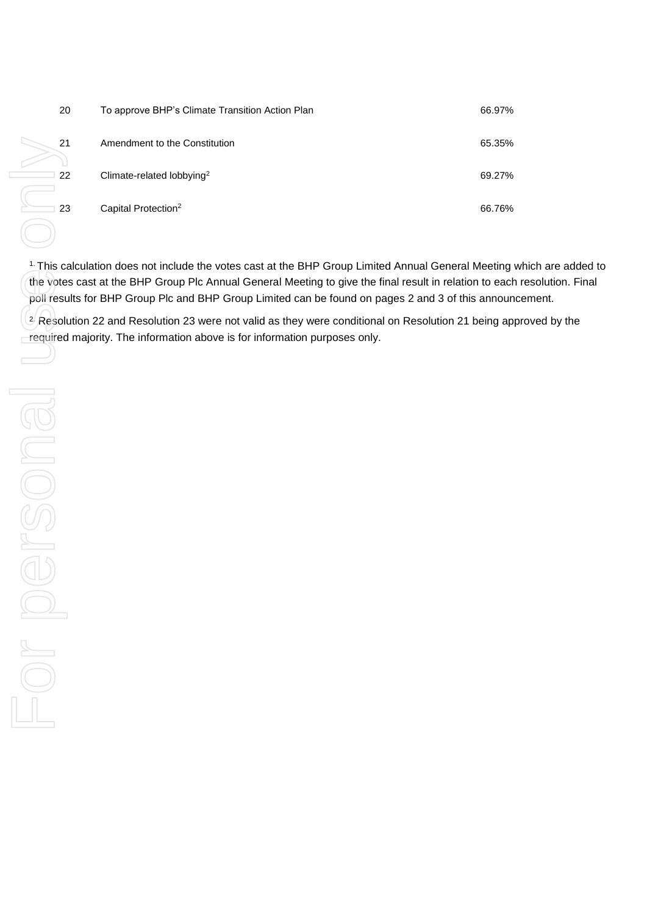| | | |
|---|---|---|
| 20 | To approve BHP's Climate Transition Action Plan | 66.97% |
| 21 | Amendment to the Constitution | 65.35% |
| 22 | Climate-related lobbying[2] | 69.27% |
| 23 | Capital Protection[2] | 66.76% |

[1.] This calculation does not include the votes cast at the BHP Group Limited Annual General Meeting which are added to the votes cast at the BHP Group Plc Annual General Meeting to give the final result in relation to each resolution. Final poll results for BHP Group Plc and BHP Group Limited can be found on pages 2 and 3 of this announcement.

[2.] Resolution 22 and Resolution 23 were not valid as they were conditional on Resolution 21 being approved by the required majority. The information above is for information purposes only.